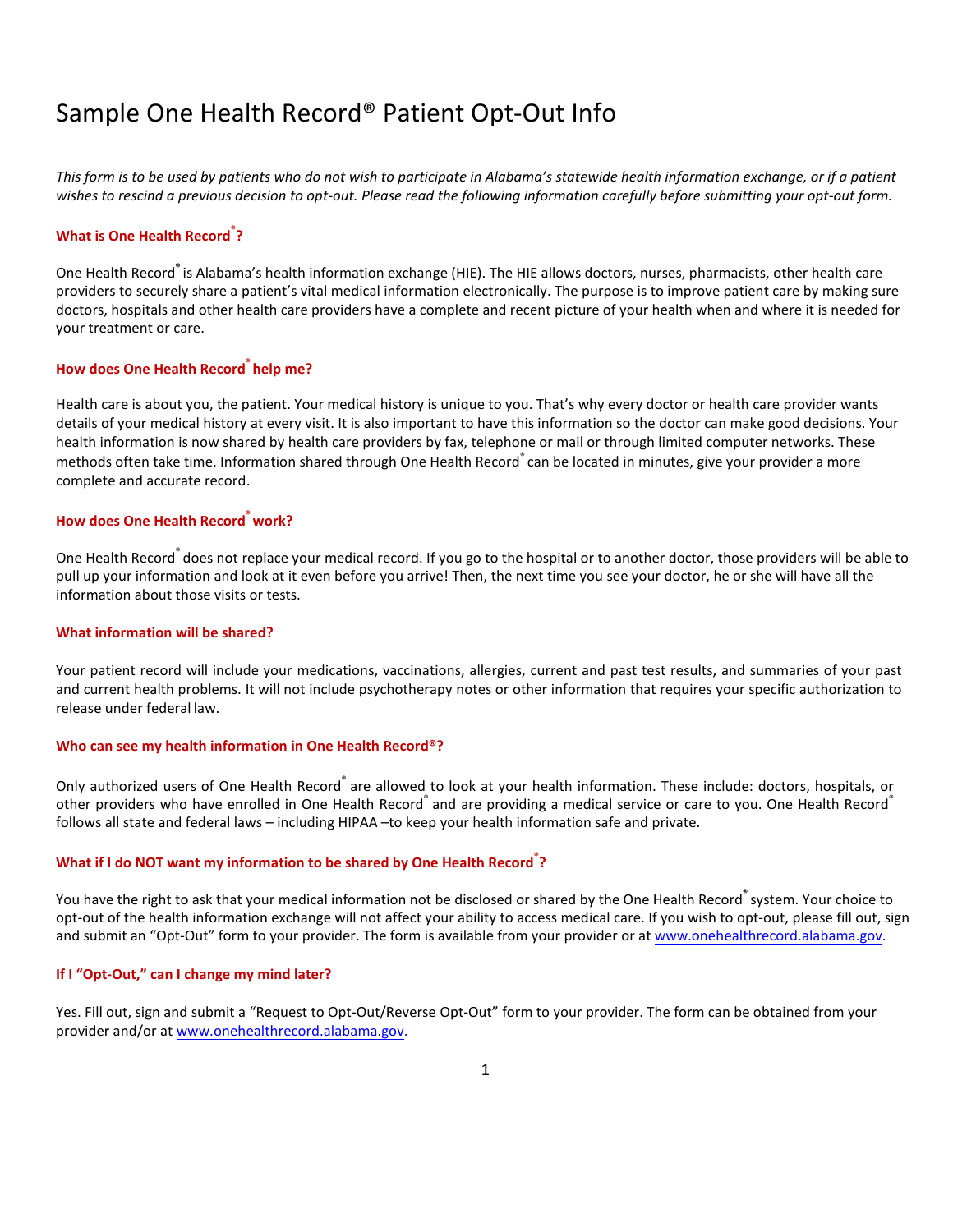# Sample One Health Record® Patient Opt-Out Info

*This form is to be used by patients who do not wish to participate in Alabama's statewide health information exchange, or if a patient wishes to rescind a previous decision to opt-out. Please read the following information carefully before submitting your opt-out form.*

### What is One Health Record®?

One Health Record® is Alabama's health information exchange (HIE). The HIE allows doctors, nurses, pharmacists, other health care providers to securely share a patient's vital medical information electronically. The purpose is to improve patient care by making sure doctors, hospitals and other health care providers have a complete and recent picture of your health when and where it is needed for your treatment or care.

### How does One Health Record® help me?

Health care is about you, the patient. Your medical history is unique to you. That's why every doctor or health care provider wants details of your medical history at every visit. It is also important to have this information so the doctor can make good decisions. Your health information is now shared by health care providers by fax, telephone or mail or through limited computer networks. These methods often take time. Information shared through One Health Record® can be located in minutes, give your provider a more complete and accurate record.

### How does One Health Record® work?

One Health Record® does not replace your medical record. If you go to the hospital or to another doctor, those providers will be able to pull up your information and look at it even before you arrive! Then, the next time you see your doctor, he or she will have all the information about those visits or tests.

### What information will be shared?

Your patient record will include your medications, vaccinations, allergies, current and past test results, and summaries of your past and current health problems. It will not include psychotherapy notes or other information that requires your specific authorization to release under federal law.

### Who can see my health information in One Health Record®?

Only authorized users of One Health Record® are allowed to look at your health information. These include: doctors, hospitals, or other providers who have enrolled in One Health Record® and are providing a medical service or care to you. One Health Record® follows all state and federal laws – including HIPAA –to keep your health information safe and private.

### What if I do NOT want my information to be shared by One Health Record®?

You have the right to ask that your medical information not be disclosed or shared by the One Health Record® system. Your choice to opt-out of the health information exchange will not affect your ability to access medical care. If you wish to opt-out, please fill out, sign and submit an "Opt-Out" form to your provider. The form is available from your provider or at www.onehealthrecord.alabama.gov.

### If I "Opt-Out," can I change my mind later?

Yes. Fill out, sign and submit a "Request to Opt-Out/Reverse Opt-Out" form to your provider. The form can be obtained from your provider and/or at www.onehealthrecord.alabama.gov.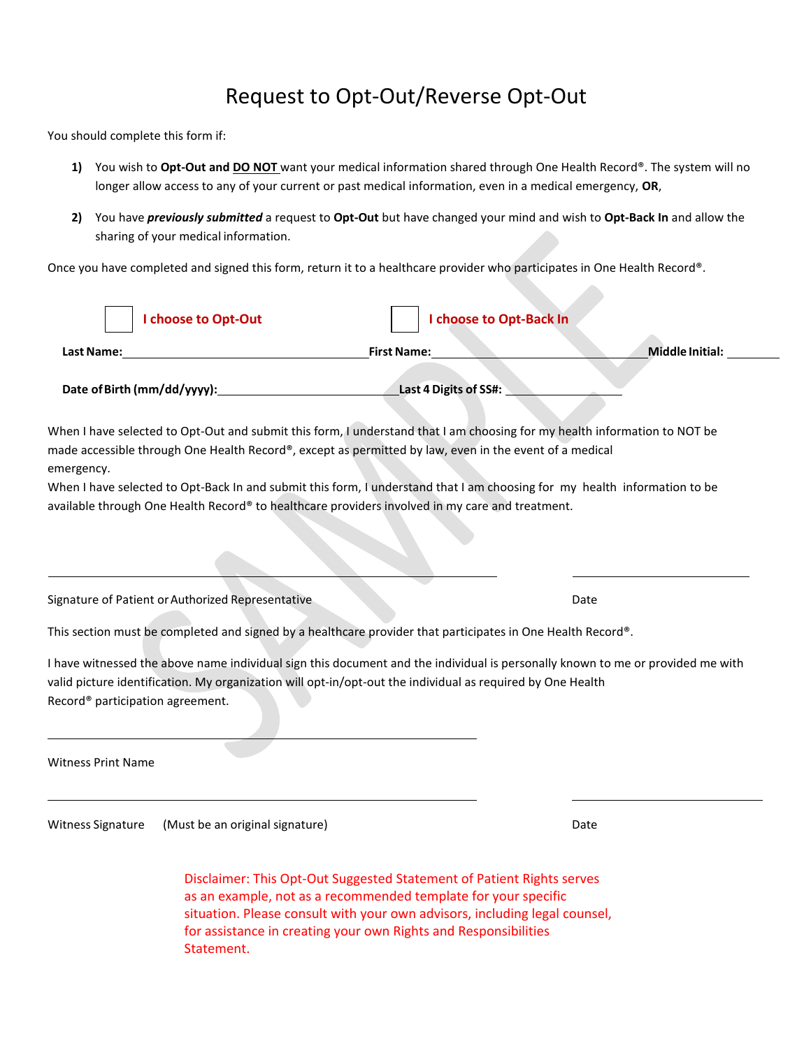# Request to Opt-Out/Reverse Opt-Out

You should complete this form if:

1) You wish to **Opt-Out and DO NOT** want your medical information shared through One Health Record®. The system will no longer allow access to any of your current or past medical information, even in a medical emergency, **OR**,

2) You have ***previously submitted*** a request to **Opt-Out** but have changed your mind and wish to **Opt-Back In** and allow the sharing of your medical information.

Once you have completed and signed this form, return it to a healthcare provider who participates in One Health Record®.

☐ **I choose to Opt-Out** ☐ **I choose to Opt-Back In**

**Last Name:** ______________________ **First Name:** ______________________ **Middle Initial:** ________

**Date of Birth (mm/dd/yyyy):** ______________________ **Last 4 Digits of SS#:** ______________

When I have selected to Opt-Out and submit this form, I understand that I am choosing for my health information to NOT be made accessible through One Health Record®, except as permitted by law, even in the event of a medical emergency.

When I have selected to Opt-Back In and submit this form, I understand that I am choosing for my health information to be available through One Health Record® to healthcare providers involved in my care and treatment.

______________________________________ ______________________

Signature of Patient or Authorized Representative Date

This section must be completed and signed by a healthcare provider that participates in One Health Record®.

I have witnessed the above name individual sign this document and the individual is personally known to me or provided me with valid picture identification. My organization will opt-in/opt-out the individual as required by One Health Record® participation agreement.

______________________________________

Witness Print Name

______________________________________ ______________________

Witness Signature (Must be an original signature) Date

Disclaimer: This Opt-Out Suggested Statement of Patient Rights serves as an example, not as a recommended template for your specific situation. Please consult with your own advisors, including legal counsel, for assistance in creating your own Rights and Responsibilities Statement.